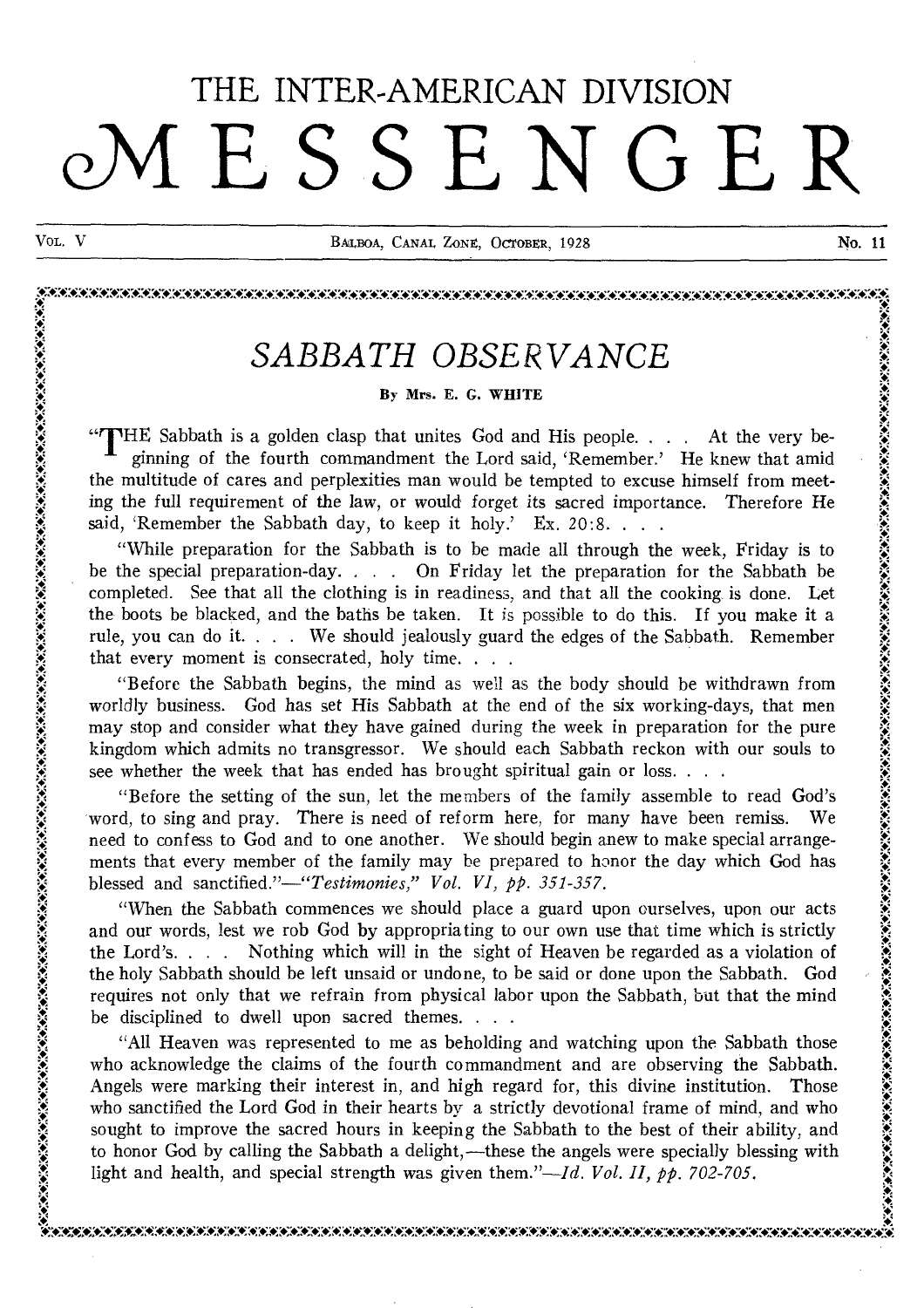# THE INTER-AMERICAN DIVISION MESSENGER

VOL. V — BALBOA, CANAL ZONE, OCTOBER, 1928 — No. 11

## *SABBATH OBSERVANCE*

By Mrs. E. G. WHITE

"THE Sabbath is a golden clasp that unites God and His people. . . . At the very beginning of the fourth commandment the Lord said, 'Remember.' He knew that amid the multitude of cares and perplexities man would be tempted to excuse himself from meeting the full requirement of the law, or would forget its sacred importance. Therefore He said, 'Remember the Sabbath day, to keep it holy.' Ex. 20:8. . . .

"While preparation for the Sabbath is to be made all through the week, Friday is to be the special preparation-day. . . . On Friday let the preparation for the Sabbath be completed. See that all the clothing is in readiness, and that all the cooking is done. Let the boots be blacked, and the baths be taken. It is possible to do this. If you make it a rule, you can do it. . . . We should jealously guard the edges of the Sabbath. Remember that every moment is consecrated, holy time. . . .

"Before the Sabbath begins, the mind as well as the body should be withdrawn from worldly business. God has set His Sabbath at the end of the six working-days, that men may stop and consider what they have gained during the week in preparation for the pure kingdom which admits no transgressor. We should each Sabbath reckon with our souls to see whether the week that has ended has brought spiritual gain or loss. . . .

"Before the setting of the sun, let the members of the family assemble to read God's word, to sing and pray. There is need of reform here, for many have been remiss. We need to confess to God and to one another. We should begin anew to make special arrangements that every member of the family may be prepared to honor the day which God has blessed and sanctified."—*"Testimonies," Vol. VI, pp. 351-357.*

"When the Sabbath commences we should place a guard upon ourselves, upon our acts and our words, lest we rob God by appropriating to our own use that time which is strictly the Lord's. . . . Nothing which will in the sight of Heaven be regarded as a violation of the holy Sabbath should be left unsaid or undone, to be said or done upon the Sabbath. God requires not only that we refrain from physical labor upon the Sabbath, but that the mind be disciplined to dwell upon sacred themes. . . .

"All Heaven was represented to me as beholding and watching upon the Sabbath those who acknowledge the claims of the fourth commandment and are observing the Sabbath. Angels were marking their interest in, and high regard for, this divine institution. Those who sanctified the Lord God in their hearts by a strictly devotional frame of mind, and who sought to improve the sacred hours in keeping the Sabbath to the best of their ability, and to honor God by calling the Sabbath a delight,—these the angels were specially blessing with light and health, and special strength was given them."—*Id. Vol. II, pp. 702-705.*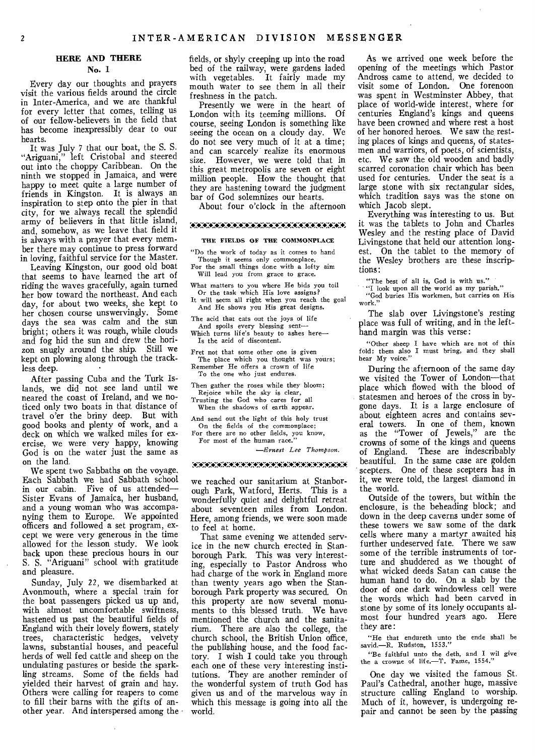## HERE AND THERE

### No. 1

Every day our thoughts and prayers visit the various fields around the circle in Inter-America, and we are thankful for every letter that comes, telling us of our fellow-believers in the field that has become inexpressibly dear to our hearts.

It was July 7 that our boat, the S. S. "Ariguani," left Cristobal and steered out into the choppy Caribbean. On the ninth we stopped in Jamaica, and were happy to meet quite a large number of friends in Kingston. It is always an inspiration to step onto the pier in that city, for we always recall the splendid army of believers in that little island, and, somehow, as we leave that field it is always with a prayer that every member there may continue to press forward in loving, faithful service for the Master.

Leaving Kingston, our good old boat that seems to have learned the art of riding the waves gracefully, again turned her bow toward the northeast. And each day, for about two weeks, she kept to her chosen course unswervingly. Some days the sea was calm and the sun bright; others it was rough, while clouds and fog hid the sun and drew the horizon snugly around the ship. Still we kept on plowing along through the trackless deep.

After passing Cuba and the Turk Islands, we did not see land until we neared the coast of Ireland, and we noticed only two boats in that distance of travel o'er the briny deep. But with good books and plenty of work, and a deck on which we walked miles for exercise, we were very happy, knowing God is on the water just the same as on the land.

We spent two Sabbaths on the voyage. Each Sabbath we had Sabbath school in our cabin. Five of us attended—Sister Evans of Jamaica, her husband, and a young woman who was accompanying them to Europe. We appointed officers and followed a set program, except we were very generous in the time allowed for the lesson study. We look back upon these precious hours in our S. S. "Ariguani" school with gratitude and pleasure.

Sunday, July 22, we disembarked at Avonmouth, where a special train for the boat passengers picked us up and, with almost uncomfortable swiftness, hastened us past the beautiful fields of England with their lovely flowers, stately trees, characteristic hedges, velvety lawns, substantial houses, and peaceful herds of well fed cattle and sheep on the undulating pastures or beside the sparkling streams. Some of the fields had yielded their harvest of grain and hay. Others were calling for reapers to come to fill their barns with the gifts of another year. And interspersed among the fields, or shyly creeping up into the road bed of the railway, were gardens laded with vegetables. It fairly made my mouth water to see them in all their freshness in the patch.

Presently we were in the heart of London with its teeming millions. Of course, seeing London is something like seeing the ocean on a cloudy day. We do not see very much of it at a time; and can scarcely realize its enormous size. However, we were told that in this great metropolis are seven or eight million people. How the thought that they are hastening toward the judgment bar of God solemnizes our hearts.

About four o'clock in the afternoon we reached our sanitarium at Stanborough Park, Watford, Herts. This is a wonderfully quiet and delightful retreat about seventeen miles from London. Here, among friends, we were soon made to feel at home.

That same evening we attended service in the new church erected in Stanborough Park. This was very interesting, especially to Pastor Andross who had charge of the work in England more than twenty years ago when the Stanborough Park property was secured. On this property are now several monuments to this blessed truth. We have mentioned the church and the sanitarium. There are also the college, the church school, the British Union office, the publishing house, and the food factory. I wish I could take you through each one of these very interesting institutions. They are another reminder of the wonderful system of truth God has given us and of the marvelous way in which this message is going into all the world.

---

### THE FIELDS OF THE COMMONPLACE

"Do the work of today as it comes to hand  
Though it seems only commonplace,  
For the small things done with a lofty aim  
Will lead you from grace to grace.

What matters to you where He bids you toil  
Or the task which His love assigns?  
It will seem all right when you reach the goal  
And He shows you His great designs.

The acid that eats out the joys of life  
And spoils every blessing sent—  
Which turns life's beauty to ashes here—  
Is the acid of discontent.

Fret not that some other one is given  
The place which you thought was yours;  
Remember He offers a crown of life  
To the one who just endures.

Then gather the roses while they bloom;  
Rejoice while the sky is clear,  
Trusting the God who cares for all  
When the shadows of earth appear.

And send out the light of this holy trust  
On the fields of the commonplace;  
For there are no other fields, you know,  
For most of the human race."

—*Ernest Lee Thompson.*

---

As we arrived one week before the opening of the meetings which Pastor Andross came to attend, we decided to visit some of London. One forenoon was spent in Westminster Abbey, that place of world-wide interest, where for centuries England's kings and queens have been crowned and where rest a host of her honored heroes. We saw the resting places of kings and queens, of statesmen and warriors, of poets, of scientists, etc. We saw the old wooden and badly scarred coronation chair which has been used for centuries. Under the seat is a large stone with six rectangular sides, which tradition says was the stone on which Jacob slept.

Everything was interesting to us. But it was the tablets to John and Charles Wesley and the resting place of David Livingstone that held our attention longest. On the tablet to the memory of the Wesley brothers are these inscriptions:

"The best of all is, God is with us."  
"I look upon all the world as my parish."  
"God buries His workmen, but carries on His work."

The slab over Livingstone's resting place was full of writing, and in the left-hand margin was this verse:

"Other sheep I have which are not of this fold: them also I must bring, and they shall hear My voice."

During the afternoon of the same day we visited the Tower of London—that place which flowed with the blood of statesmen and heroes of the cross in bygone days. It is a large enclosure of about eighteen acres and contains several towers. In one of them, known as the "Tower of Jewels," are the crowns of some of the kings and queens of England. These are indescribably beautiful. In the same case are golden scepters. One of these scepters has in it, we were told, the largest diamond in the world.

Outside of the towers, but within the enclosure, is the beheading block; and down in the deep caverns under some of these towers we saw some of the dark cells where many a martyr awaited his further undeserved fate. There we saw some of the terrible instruments of torture and shuddered as we thought of what wicked deeds Satan can cause the human hand to do. On a slab by the door of one dark windowless cell were the words which had been carved in stone by some of its lonely occupants almost four hundred years ago. Here they are:

"He that endureth unto the ende shall be savid.—R. Rudston, 1553."

"Be faithful unto the deth, and I wil give the a crowne of life.—T. Fane, 1554."

One day we visited the famous St. Paul's Cathedral, another huge, massive structure calling England to worship. Much of it, however, is undergoing repair and cannot be seen by the passing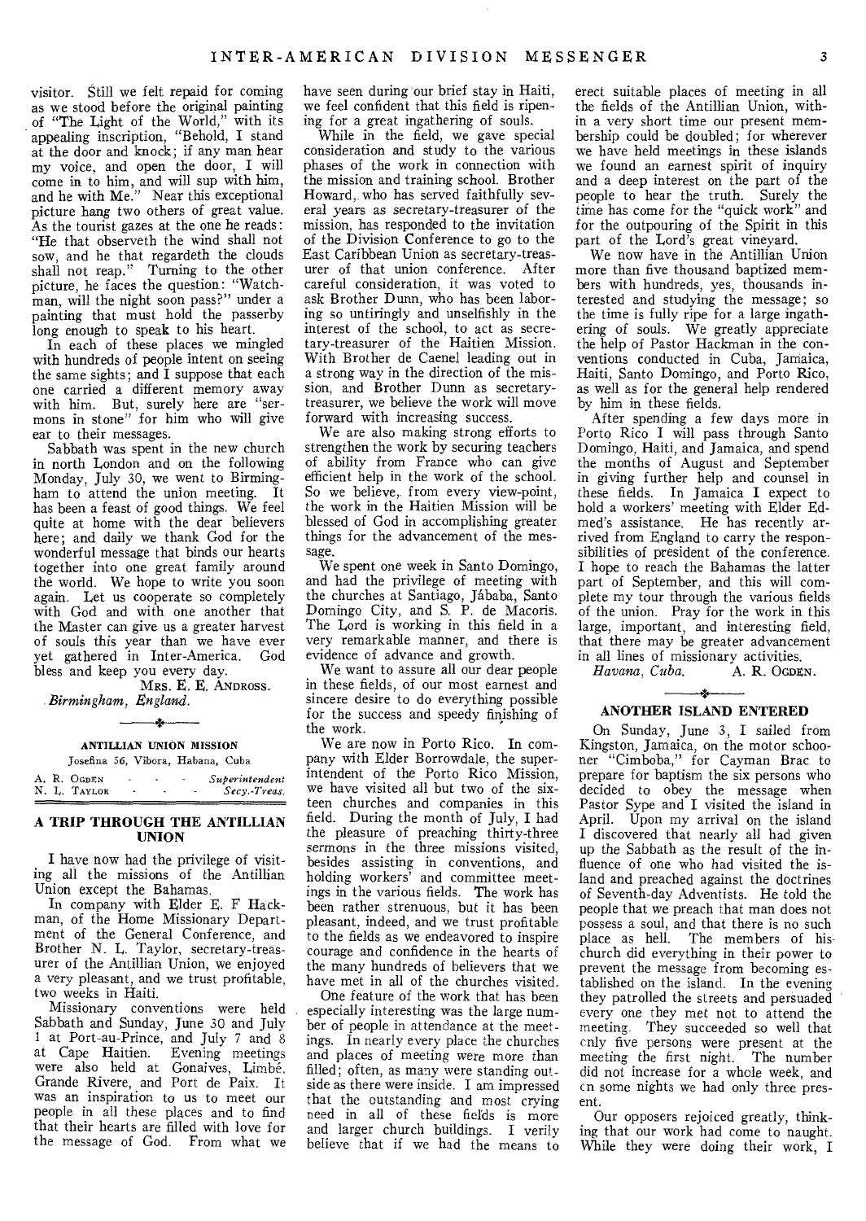visitor. Still we felt repaid for coming as we stood before the original painting of "The Light of the World," with its appealing inscription, "Behold, I stand at the door and knock; if any man hear my voice, and open the door, I will come in to him, and will sup with him, and he with Me." Near this exceptional picture hang two others of great value. As the tourist gazes at the one he reads: "He that observeth the wind shall not sow, and he that regardeth the clouds shall not reap." Turning to the other picture, he faces the question: "Watchman, will the night soon pass?" under a painting that must hold the passerby long enough to speak to his heart.

In each of these places we mingled with hundreds of people intent on seeing the same sights; and I suppose that each one carried a different memory away with him. But, surely here are "sermons in stone" for him who will give ear to their messages.

Sabbath was spent in the new church in north London and on the following Monday, July 30, we went to Birmingham to attend the union meeting. It has been a feast of good things. We feel quite at home with the dear believers here; and daily we thank God for the wonderful message that binds our hearts together into one great family around the world. We hope to write you soon again. Let us cooperate so completely with God and with one another that the Master can give us a greater harvest of souls this year than we have ever yet gathered in Inter-America. God bless and keep you every day.

MRS. E. E. ANDROSS.

*Birmingham, England.*

## ANTILLIAN UNION MISSION

Josefina 56, Víbora, Habana, Cuba

A. R. OGDEN - - - *Superintendent*
N. L. TAYLOR - - - *Secy.-Treas.*

### A TRIP THROUGH THE ANTILLIAN UNION

I have now had the privilege of visiting all the missions of the Antillian Union except the Bahamas.

In company with Elder E. F Hackman, of the Home Missionary Department of the General Conference, and Brother N. L. Taylor, secretary-treasurer of the Antillian Union, we enjoyed a very pleasant, and we trust profitable, two weeks in Haiti.

Missionary conventions were held Sabbath and Sunday, June 30 and July 1 at Port-au-Prince, and July 7 and 8 at Cape Haitien. Evening meetings were also held at Gonaives, Limbé, Grande Rivere, and Port de Paix. It was an inspiration to us to meet our people in all these places and to find that their hearts are filled with love for the message of God. From what we have seen during our brief stay in Haiti, we feel confident that this field is ripening for a great ingathering of souls.

While in the field, we gave special consideration and study to the various phases of the work in connection with the mission and training school. Brother Howard, who has served faithfully several years as secretary-treasurer of the mission, has responded to the invitation of the Division Conference to go to the East Caribbean Union as secretary-treasurer of that union conference. After careful consideration, it was voted to ask Brother Dunn, who has been laboring so untiringly and unselfishly in the interest of the school, to act as secretary-treasurer of the Haitien Mission. With Brother de Caenel leading out in a strong way in the direction of the mission, and Brother Dunn as secretary-treasurer, we believe the work will move forward with increasing success.

We are also making strong efforts to strengthen the work by securing teachers of ability from France who can give efficient help in the work of the school. So we believe, from every view-point, the work in the Haitien Mission will be blessed of God in accomplishing greater things for the advancement of the message.

We spent one week in Santo Domingo, and had the privilege of meeting with the churches at Santiago, Jábaba, Santo Domingo City, and S. P. de Macoris. The Lord is working in this field in a very remarkable manner, and there is evidence of advance and growth.

We want to assure all our dear people in these fields, of our most earnest and sincere desire to do everything possible for the success and speedy finishing of the work.

We are now in Porto Rico. In company with Elder Borrowdale, the superintendent of the Porto Rico Mission, we have visited all but two of the sixteen churches and companies in this field. During the month of July, I had the pleasure of preaching thirty-three sermons in the three missions visited, besides assisting in conventions, and holding workers' and committee meetings in the various fields. The work has been rather strenuous, but it has been pleasant, indeed, and we trust profitable to the fields as we endeavored to inspire courage and confidence in the hearts of the many hundreds of believers that we have met in all of the churches visited.

One feature of the work that has been especially interesting was the large number of people in attendance at the meetings. In nearly every place the churches and places of meeting were more than filled; often, as many were standing outside as there were inside. I am impressed that the outstanding and most crying need in all of these fields is more and larger church buildings. I verily believe that if we had the means to erect suitable places of meeting in all the fields of the Antillian Union, within a very short time our present membership could be doubled; for wherever we have held meetings in these islands we found an earnest spirit of inquiry and a deep interest on the part of the people to hear the truth. Surely the time has come for the "quick work" and for the outpouring of the Spirit in this part of the Lord's great vineyard.

We now have in the Antillian Union more than five thousand baptized members with hundreds, yes, thousands interested and studying the message; so the time is fully ripe for a large ingathering of souls. We greatly appreciate the help of Pastor Hackman in the conventions conducted in Cuba, Jamaica, Haiti, Santo Domingo, and Porto Rico, as well as for the general help rendered by him in these fields.

After spending a few days more in Porto Rico I will pass through Santo Domingo, Haiti, and Jamaica, and spend the months of August and September in giving further help and counsel in these fields. In Jamaica I expect to hold a workers' meeting with Elder Edmed's assistance. He has recently arrived from England to carry the responsibilities of president of the conference. I hope to reach the Bahamas the latter part of September, and this will complete my tour through the various fields of the union. Pray for the work in this large, important, and interesting field, that there may be greater advancement in all lines of missionary activities.

*Havana, Cuba.* A. R. OGDEN.

### ANOTHER ISLAND ENTERED

On Sunday, June 3, I sailed from Kingston, Jamaica, on the motor schooner "Cimboba," for Cayman Brac to prepare for baptism the six persons who decided to obey the message when Pastor Sype and I visited the island in April. Upon my arrival on the island I discovered that nearly all had given up the Sabbath as the result of the influence of one who had visited the island and preached against the doctrines of Seventh-day Adventists. He told the people that we preach that man does not possess a soul, and that there is no such place as hell. The members of his church did everything in their power to prevent the message from becoming established on the island. In the evening they patrolled the streets and persuaded every one they met not to attend the meeting. They succeeded so well that only five persons were present at the meeting the first night. The number did not increase for a whole week, and on some nights we had only three present.

Our opposers rejoiced greatly, thinking that our work had come to naught. While they were doing their work, I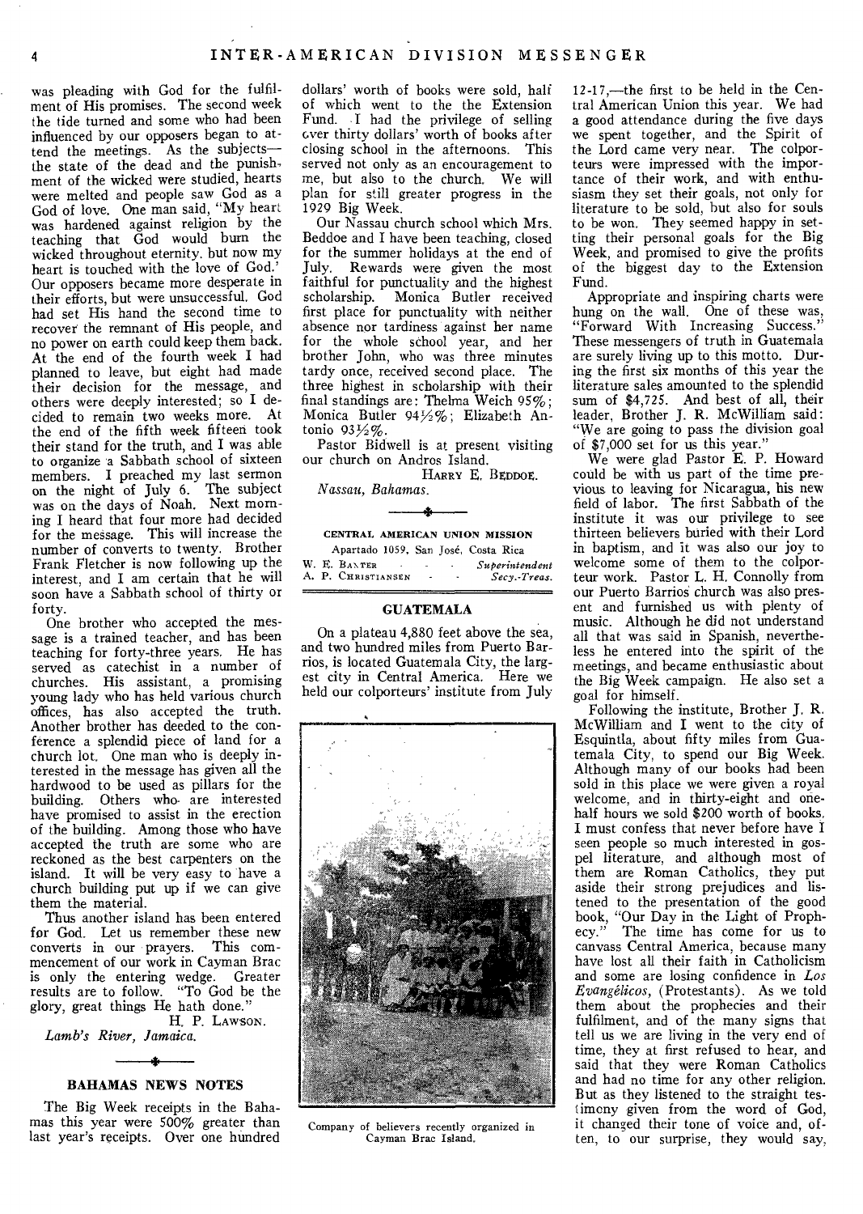was pleading with God for the fulfilment of His promises. The second week the tide turned and some who had been influenced by our opposers began to attend the meetings. As the subjects—the state of the dead and the punishment of the wicked were studied, hearts were melted and people saw God as a God of love. One man said, "My heart was hardened against religion by the teaching that God would burn the wicked throughout eternity, but now my heart is touched with the love of God.' Our opposers became more desperate in their efforts, but were unsuccessful. God had set His hand the second time to recover the remnant of His people, and no power on earth could keep them back. At the end of the fourth week I had planned to leave, but eight had made their decision for the message, and others were deeply interested; so I decided to remain two weeks more. At the end of the fifth week fifteen took their stand for the truth, and I was able to organize a Sabbath school of sixteen members. I preached my last sermon on the night of July 6. The subject was on the days of Noah. Next morning I heard that four more had decided for the message. This will increase the number of converts to twenty. Brother Frank Fletcher is now following up the interest, and I am certain that he will soon have a Sabbath school of thirty or forty.

One brother who accepted the message is a trained teacher, and has been teaching for forty-three years. He has served as catechist in a number of churches. His assistant, a promising young lady who has held various church offices, has also accepted the truth. Another brother has deeded to the conference a splendid piece of land for a church lot. One man who is deeply interested in the message has given all the hardwood to be used as pillars for the building. Others who are interested have promised to assist in the erection of the building. Among those who have accepted the truth are some who are reckoned as the best carpenters on the island. It will be very easy to have a church building put up if we can give them the material.

Thus another island has been entered for God. Let us remember these new converts in our prayers. This commencement of our work in Cayman Brac is only the entering wedge. Greater results are to follow. "To God be the glory, great things He hath done."

H. P. LAWSON.

*Lamb's River, Jamaica.*

## BAHAMAS NEWS NOTES

The Big Week receipts in the Bahamas this year were 500% greater than last year's receipts. Over one hundred dollars' worth of books were sold, half of which went to the the Extension Fund. I had the privilege of selling over thirty dollars' worth of books after closing school in the afternoons. This served not only as an encouragement to me, but also to the church. We will plan for still greater progress in the 1929 Big Week.

Our Nassau church school which Mrs. Beddoe and I have been teaching, closed for the summer holidays at the end of July. Rewards were given the most faithful for punctuality and the highest scholarship. Monica Butler received first place for punctuality with neither absence nor tardiness against her name for the whole school year, and her brother John, who was three minutes tardy once, received second place. The three highest in scholarship with their final standings are: Thelma Weich 95%; Monica Butler 94½%; Elizabeth Antonio 93½%.

Pastor Bidwell is at present visiting our church on Andros Island.

HARRY E. BEDDOE.

*Nassau, Bahamas.*

**CENTRAL AMERICAN UNION MISSION**

Apartado 1059, San José, Costa Rica

W. E. BAXTER - - - *Superintendent*
A. P. CHRISTIANSEN - - *Secy.-Treas.*

## GUATEMALA

On a plateau 4,880 feet above the sea, and two hundred miles from Puerto Barrios, is located Guatemala City, the largest city in Central America. Here we held our colporteurs' institute from July 12-17,—the first to be held in the Central American Union this year. We had a good attendance during the five days we spent together, and the Spirit of the Lord came very near. The colporteurs were impressed with the importance of their work, and with enthusiasm they set their goals, not only for literature to be sold, but also for souls to be won. They seemed happy in setting their personal goals for the Big Week, and promised to give the profits of the biggest day to the Extension Fund.

Company of believers recently organized in Cayman Brac Island.

Appropriate and inspiring charts were hung on the wall. One of these was, "Forward With Increasing Success." These messengers of truth in Guatemala are surely living up to this motto. During the first six months of this year the literature sales amounted to the splendid sum of $4,725. And best of all, their leader, Brother J. R. McWilliam said: "We are going to pass the division goal of $7,000 set for us this year."

We were glad Pastor E. P. Howard could be with us part of the time previous to leaving for Nicaragua, his new field of labor. The first Sabbath of the institute it was our privilege to see thirteen believers buried with their Lord in baptism, and it was also our joy to welcome some of them to the colporteur work. Pastor L. H. Connolly from our Puerto Barrios church was also present and furnished us with plenty of music. Although he did not understand all that was said in Spanish, nevertheless he entered into the spirit of the meetings, and became enthusiastic about the Big Week campaign. He also set a goal for himself.

Following the institute, Brother J. R. McWilliam and I went to the city of Esquintla, about fifty miles from Guatemala City, to spend our Big Week. Although many of our books had been sold in this place we were given a royal welcome, and in thirty-eight and one-half hours we sold $200 worth of books. I must confess that never before have I seen people so much interested in gospel literature, and although most of them are Roman Catholics, they put aside their strong prejudices and listened to the presentation of the good book, "Our Day in the Light of Prophecy." The time has come for us to canvass Central America, because many have lost all their faith in Catholicism and some are losing confidence in *Los Evangélicos*, (Protestants). As we told them about the prophecies and their fulfilment, and of the many signs that tell us we are living in the very end of time, they at first refused to hear, and said that they were Roman Catholics and had no time for any other religion. But as they listened to the straight testimony given from the word of God, it changed their tone of voice and, often, to our surprise, they would say,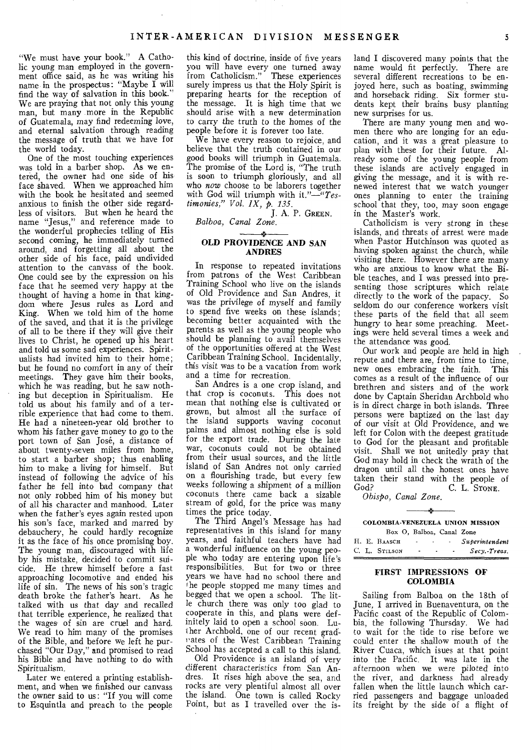"We must have your book." A Catholic young man employed in the government office said, as he was writing his name in the prospectus: "Maybe I will find the way of salvation in this book." We are praying that not only this young man, but many more in the Republic of Guatemala, may find redeeming love, and eternal salvation through reading the message of truth that we have for the world today.

One of the most touching experiences was told in a barber shop. As we entered, the owner had one side of his face shaved. When we approached him with the book he hesitated and seemed anxious to finish the other side regardless of visitors. But when he heard the name "Jesus," and reference made to the wonderful prophecies telling of His second coming, he immediately turned around, and forgetting all about the other side of his face, paid undivided attention to the canvass of the book. One could see by the expression on his face that he seemed very happy at the thought of having a home in that kingdom where Jesus rules as Lord and King. When we told him of the home of the saved, and that it is the privilege of all to be there if they will give their lives to Christ, he opened up his heart and told us some sad experiences. Spiritualists had invited him to their home; but he found no comfort in any of their meetings. They gave him their books, which he was reading, but he saw nothing but deception in Spiritualism. He told us about his family and of a terrible experience that had come to them. He had a nineteen-year old brother to whom his father gave money to go to the port town of San José, a distance of about twenty-seven miles from home, to start a barber shop; thus enabling him to make a living for himself. But instead of following the advice of his father he fell into bad company that not only robbed him of his money but of all his character and manhood. Later when the father's eyes again rested upon his son's face, marked and marred by debauchery, he could hardly recognize it as the face of his once promising boy. The young man, discouraged with life by his mistake, decided to commit suicide. He threw himself before a fast approaching locomotive and ended his life of sin. The news of his son's tragic death broke the father's heart. As he talked with us that day and recalled that terrible experience, he realized that the wages of sin are cruel and hard. We read to him many of the promises of the Bible, and before we left he purchased "Our Day," and promised to read his Bible and have nothing to do with Spiritualism.

Later we entered a printing establishment, and when we finished our canvass the owner said to us: "If you will come to Esquintla and preach to the people this kind of doctrine, inside of five years you will have every one turned away from Catholicism." These experiences surely impress us that the Holy Spirit is preparing hearts for the reception of the message. It is high time that we should arise with a new determination to carry the truth to the homes of the people before it is forever too late.

We have every reason to rejoice, and believe that the truth contained in our good books will triumph in Guatemala. The promise of the Lord is, "The truth is soon to triumph gloriously, and all who *now* choose to be laborers together with God will triumph with it."—*"Testimonies," Vol. IX, p. 135.*

J. A. P. GREEN.

*Balboa, Canal Zone.*

## OLD PROVIDENCE AND SAN ANDRES

In response to repeated invitations from patrons of the West Caribbean Training School who live on the islands of Old Providence and San Andres, it was the privilege of myself and family to spend five weeks on these islands; becoming better acquainted with the parents as well as the young people who should be planning to avail themselves of the opportunities offered at the West Caribbean Training School. Incidentally, this visit was to be a vacation from work and a time for recreation.

San Andres is a one crop island, and that crop is coconuts. This does not mean that nothing else is cultivated or grown, but almost all the surface of the island supports waving coconut palms and almost nothing else is sold for the export trade. During the late war, coconuts could not be obtained from their usual sources, and the little island of San Andres not only carried on a flourishing trade, but every few weeks following a shipment of a million coconuts there came back a sizable stream of gold, for the price was many times the price today.

The Third Angel's Message has had representatives in this island for many years, and faithful teachers have had a wonderful influence on the young people who today are entering upon life's responsibilities. But for two or three years we have had no school there and the people stopped me many times and begged that we open a school. The little church there was only too glad to cooperate in this, and plans were definitely laid to open a school soon. Luther Archbold, one of our recent graduates of the West Caribbean Training School has accepted a call to this island.

Old Providence is an island of very different characteristics from San Andres. It rises high above the sea, and rocks are very plentiful almost all over the island. One town is called Rocky Point, but as I travelled over the island I discovered many points that the name would fit perfectly. There are several different recreations to be enjoyed here, such as boating, swimming and horseback riding. Six former students kept their brains busy planning new surprises for us.

There are many young men and women there who are longing for an education, and it was a great pleasure to plan with these for their future. Already some of the young people from these islands are actively engaged in giving the message, and it is with renewed interest that we watch younger ones planning to enter the training school that they, too, may soon engage in the Master's work.

Catholicism is very strong in these islands, and threats of arrest were made when Pastor Hutchinson was quoted as having spoken against the church, while visiting there. However there are many who are anxious to know what the Bible teaches, and I was pressed into presenting those scriptures which relate directly to the work of the papacy. So seldom do our conference workers visit these parts of the field that all seem hungry to hear some preaching. Meetings were held several times a week and the attendance was good.

Our work and people are held in high repute and there are, from time to time, new ones embracing the faith. This comes as a result of the influence of our brethren and sisters and of the work done by Captain Sheridan Archbold who is in direct charge in both islands. Three persons were baptized on the last day of our visit at Old Providence, and we left for Colon with the deepest gratitude to God for the pleasant and profitable visit. Shall we not unitedly pray that God may hold in check the wrath of the dragon until all the honest ones have taken their stand with the people of God?

C. L. STONE.

*Obispo, Canal Zone.*

---

**COLOMBIA-VENEZUELA UNION MISSION**

Box O, Balboa, Canal Zone

H. E. BAASCH — *Superintendent*
C. L. STILSON — *Secy.-Treas.*

---

## FIRST IMPRESSIONS OF COLOMBIA

Sailing from Balboa on the 18th of June, I arrived in Buenaventura, on the Pacific coast of the Republic of Colombia, the following Thursday. We had to wait for the tide to rise before we could enter the shallow mouth of the River Cuaca, which issues at that point into the Pacific. It was late in the afternoon when we were piloted into the river, and darkness had already fallen when the little launch which carried passengers and baggage unloaded its freight by the side of a flight of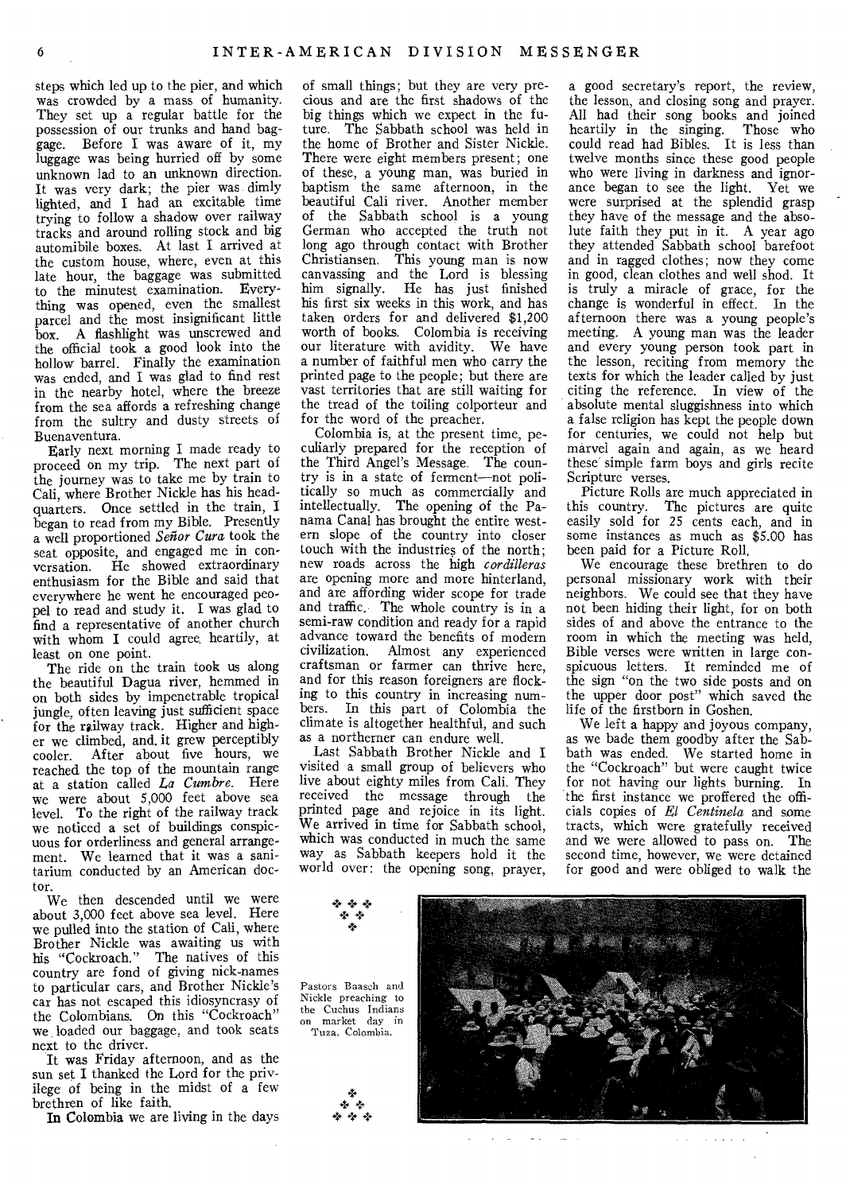steps which led up to the pier, and which was crowded by a mass of humanity. They set up a regular battle for the possession of our trunks and hand baggage. Before I was aware of it, my luggage was being hurried off by some unknown lad to an unknown direction. It was very dark; the pier was dimly lighted, and I had an excitable time trying to follow a shadow over railway tracks and around rolling stock and big automibile boxes. At last I arrived at the custom house, where, even at this late hour, the baggage was submitted to the minutest examination. Everything was opened, even the smallest parcel and the most insignificant little box. A flashlight was unscrewed and the official took a good look into the hollow barrel. Finally the examination was ended, and I was glad to find rest in the nearby hotel, where the breeze from the sea affords a refreshing change from the sultry and dusty streets of Buenaventura.

Early next morning I made ready to proceed on my trip. The next part of the journey was to take me by train to Cali, where Brother Nickle has his headquarters. Once settled in the train, I began to read from my Bible. Presently a well proportioned *Señor Cura* took the seat opposite, and engaged me in conversation. He showed extraordinary enthusiasm for the Bible and said that everywhere he went he encouraged peopel to read and study it. I was glad to find a representative of another church with whom I could agree heartily, at least on one point.

The ride on the train took us along the beautiful Dagua river, hemmed in on both sides by impenetrable tropical jungle, often leaving just sufficient space for the railway track. Higher and higher we climbed, and it grew perceptibly cooler. After about five hours, we reached the top of the mountain range at a station called *La Cumbre*. Here we were about 5,000 feet above sea level. To the right of the railway track we noticed a set of buildings conspicuous for orderliness and general arrangement. We learned that it was a sanitarium conducted by an American doctor.

We then descended until we were about 3,000 feet above sea level. Here we pulled into the station of Cali, where Brother Nickle was awaiting us with his "Cockroach." The natives of this country are fond of giving nick-names to particular cars, and Brother Nickle's car has not escaped this idiosyncrasy of the Colombians. On this "Cockroach" we loaded our baggage, and took seats next to the driver.

It was Friday afternoon, and as the sun set I thanked the Lord for the privilege of being in the midst of a few brethren of like faith.

In Colombia we are living in the days of small things; but they are very precious and are the first shadows of the big things which we expect in the future. The Sabbath school was held in the home of Brother and Sister Nickle. There were eight members present; one of these, a young man, was buried in baptism the same afternoon, in the beautiful Cali river. Another member of the Sabbath school is a young German who accepted the truth not long ago through contact with Brother Christiansen. This young man is now canvassing and the Lord is blessing him signally. He has just finished his first six weeks in this work, and has taken orders for and delivered $1,200 worth of books. Colombia is receiving our literature with avidity. We have a number of faithful men who carry the printed page to the people; but there are vast territories that are still waiting for the tread of the toiling colporteur and for the word of the preacher.

Colombia is, at the present time, peculiarly prepared for the reception of the Third Angel's Message. The country is in a state of ferment—not politically so much as commercially and intellectually. The opening of the Panama Canal has brought the entire western slope of the country into closer touch with the industries of the north; new roads across the high *cordilleras* are opening more and more hinterland, and are affording wider scope for trade and traffic. The whole country is in a semi-raw condition and ready for a rapid advance toward the benefits of modern civilization. Almost any experienced craftsman or farmer can thrive here, and for this reason foreigners are flocking to this country in increasing numbers. In this part of Colombia the climate is altogether healthful, and such as a northerner can endure well.

Last Sabbath Brother Nickle and I visited a small group of believers who live about eighty miles from Cali. They received the message through the printed page and rejoice in its light. We arrived in time for Sabbath school, which was conducted in much the same way as Sabbath keepers hold it the world over: the opening song, prayer, a good secretary's report, the review, the lesson, and closing song and prayer. All had their song books and joined heartily in the singing. Those who could read had Bibles. It is less than twelve months since these good people who were living in darkness and ignorance began to see the light. Yet we were surprised at the splendid grasp they have of the message and the absolute faith they put in it. A year ago they attended Sabbath school barefoot and in ragged clothes; now they come in good, clean clothes and well shod. It is truly a miracle of grace, for the change is wonderful in effect. In the afternoon there was a young people's meeting. A young man was the leader and every young person took part in the lesson, reciting from memory the texts for which the leader called by just citing the reference. In view of the absolute mental sluggishness into which a false religion has kept the people down for centuries, we could not help but marvel again and again, as we heard these simple farm boys and girls recite Scripture verses.

Picture Rolls are much appreciated in this country. The pictures are quite easily sold for 25 cents each, and in some instances as much as $5.00 has been paid for a Picture Roll.

We encourage these brethren to do personal missionary work with their neighbors. We could see that they have not been hiding their light, for on both sides of and above the entrance to the room in which the meeting was held, Bible verses were written in large conspicuous letters. It reminded me of the sign "on the two side posts and on the upper door post" which saved the life of the firstborn in Goshen.

We left a happy and joyous company, as we bade them goodby after the Sabbath was ended. We started home in the "Cockroach" but were caught twice for not having our lights burning. In the first instance we proffered the officials copies of *El Centinela* and some tracts, which were gratefully received and we were allowed to pass on. The second time, however, we were detained for good and were obliged to walk the

Pastors Baasch and Nickle preaching to the Cuchus Indians on market day in Tuza, Colombia.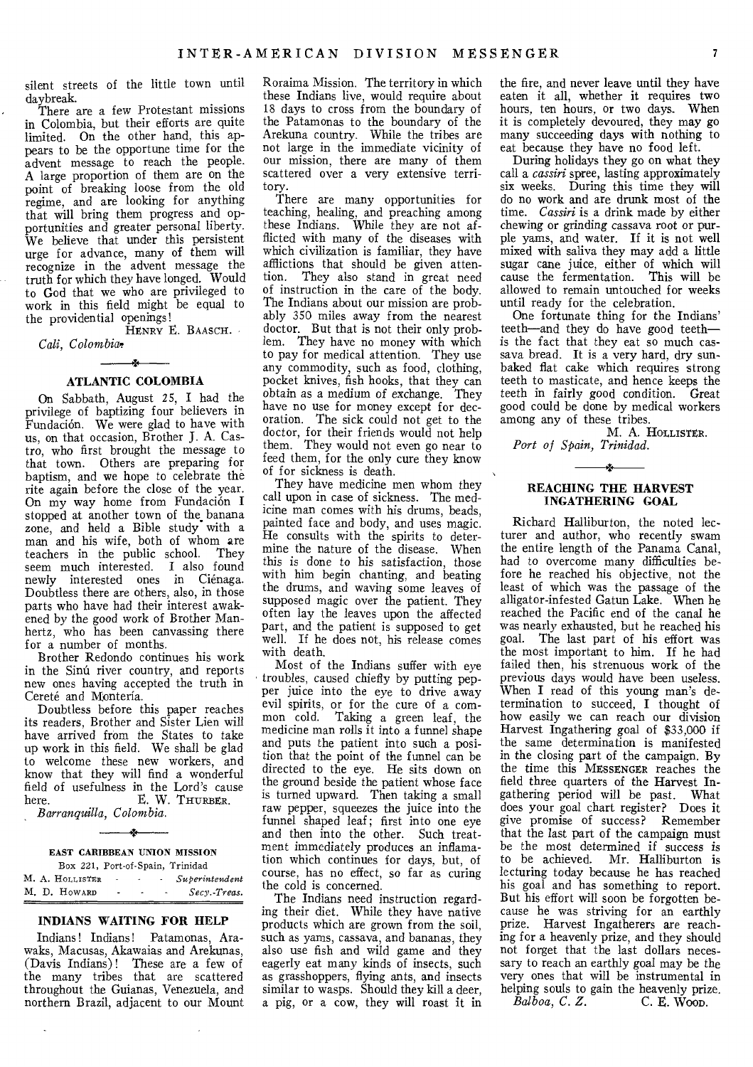silent streets of the little town until daybreak.

There are a few Protestant missions in Colombia, but their efforts are quite limited. On the other hand, this appears to be the opportune time for the advent message to reach the people. A large proportion of them are on the point of breaking loose from the old regime, and are looking for anything that will bring them progress and opportunities and greater personal liberty. We believe that under this persistent urge for advance, many of them will recognize in the advent message the truth for which they have longed. Would to God that we who are privileged to work in this field might be equal to the providential openings!

HENRY E. BAASCH.

*Cali, Colombia.*

## ATLANTIC COLOMBIA

On Sabbath, August 25, I had the privilege of baptizing four believers in Fundación. We were glad to have with us, on that occasion, Brother J. A. Castro, who first brought the message to that town. Others are preparing for baptism, and we hope to celebrate the rite again before the close of the year. On my way home from Fundación I stopped at another town of the banana zone, and held a Bible study with a man and his wife, both of whom are teachers in the public school. They seem much interested. I also found newly interested ones in Ciénaga. Doubtless there are others, also, in those parts who have had their interest awakened by the good work of Brother Manhertz, who has been canvassing there for a number of months.

Brother Redondo continues his work in the Sinú river country, and reports new ones having accepted the truth in Cereté and Montería.

Doubtless before this paper reaches its readers, Brother and Sister Lien will have arrived from the States to take up work in this field. We shall be glad to welcome these new workers, and know that they will find a wonderful field of usefulness in the Lord's cause here.

E. W. THURBER.

*Barranquilla, Colombia.*

**EAST CARIBBEAN UNION MISSION**

Box 221, Port-of-Spain, Trinidad

M. A. HOLLISTER - - - *Superintendent*

M. D. HOWARD - - - *Secy.-Treas.*

## INDIANS WAITING FOR HELP

Indians! Indians! Patamonas, Arawaks, Macusas, Akawaias and Arekunas, (Davis Indians)! These are a few of the many tribes that are scattered throughout the Guianas, Venezuela, and northern Brazil, adjacent to our Mount Roraima Mission. The territory in which these Indians live, would require about 18 days to cross from the boundary of the Patamonas to the boundary of the Arekuna country. While the tribes are not large in the immediate vicinity of our mission, there are many of them scattered over a very extensive territory.

There are many opportunities for teaching, healing, and preaching among these Indians. While they are not afflicted with many of the diseases with which civilization is familiar, they have afflictions that should be given attention. They also stand in great need of instruction in the care of the body. The Indians about our mission are probably 350 miles away from the nearest doctor. But that is not their only problem. They have no money with which to pay for medical attention. They use any commodity, such as food, clothing, pocket knives, fish hooks, that they can obtain as a medium of exchange. They have no use for money except for decoration. The sick could not get to the doctor, for their friends would not help them. They would not even go near to feed them, for the only cure they know of for sickness is death.

They have medicine men whom they call upon in case of sickness. The medicine man comes with his drums, beads, painted face and body, and uses magic. He consults with the spirits to determine the nature of the disease. When this is done to his satisfaction, those with him begin chanting, and beating the drums, and waving some leaves of supposed magic over the patient. They often lay the leaves upon the affected part, and the patient is supposed to get well. If he does not, his release comes with death.

Most of the Indians suffer with eye troubles, caused chiefly by putting pepper juice into the eye to drive away evil spirits, or for the cure of a common cold. Taking a green leaf, the medicine man rolls it into a funnel shape and puts the patient into such a position that the point of the funnel can be directed to the eye. He sits down on the ground beside the patient whose face is turned upward. Then taking a small raw pepper, squeezes the juice into the funnel shaped leaf; first into one eye and then into the other. Such treatment immediately produces an inflamation which continues for days, but, of course, has no effect, so far as curing the cold is concerned.

The Indians need instruction regarding their diet. While they have native products which are grown from the soil, such as yams, cassava, and bananas, they also use fish and wild game and they eagerly eat many kinds of insects, such as grasshoppers, flying ants, and insects similar to wasps. Should they kill a deer, a pig, or a cow, they will roast it in the fire, and never leave until they have eaten it all, whether it requires two hours, ten hours, or two days. When it is completely devoured, they may go many succeeding days with nothing to eat because they have no food left.

During holidays they go on what they call a *cassiri* spree, lasting approximately six weeks. During this time they will do no work and are drunk most of the time. *Cassiri* is a drink made by either chewing or grinding cassava root or purple yams, and water. If it is not well mixed with saliva they may add a little sugar cane juice, either of which will cause the fermentation. This will be allowed to remain untouched for weeks until ready for the celebration.

One fortunate thing for the Indians' teeth—and they do have good teeth—is the fact that they eat so much cassava bread. It is a very hard, dry sun-baked flat cake which requires strong teeth to masticate, and hence keeps the teeth in fairly good condition. Great good could be done by medical workers among any of these tribes.

M. A. HOLLISTER.

*Port of Spain, Trinidad.*

## REACHING THE HARVEST INGATHERING GOAL

Richard Halliburton, the noted lecturer and author, who recently swam the entire length of the Panama Canal, had to overcome many difficulties before he reached his objective, not the least of which was the passage of the alligator-infested Gatun Lake. When he reached the Pacific end of the canal he was nearly exhausted, but he reached his goal. The last part of his effort was the most important to him. If he had failed then, his strenuous work of the previous days would have been useless. When I read of this young man's determination to succeed, I thought of how easily we can reach our division Harvest Ingathering goal of $33,000 if the same determination is manifested in the closing part of the campaign. By the time this MESSENGER reaches the field three quarters of the Harvest Ingathering period will be past. What does your goal chart register? Does it give promise of success? Remember that the last part of the campaign must be the most determined if success is to be achieved. Mr. Halliburton is lecturing today because he has reached his goal and has something to report. But his effort will soon be forgotten because he was striving for an earthly prize. Harvest Ingatherers are reaching for a heavenly prize, and they should not forget that the last dollars necessary to reach an earthly goal may be the very ones that will be instrumental in helping souls to gain the heavenly prize.

*Balboa, C. Z.* C. E. WOOD.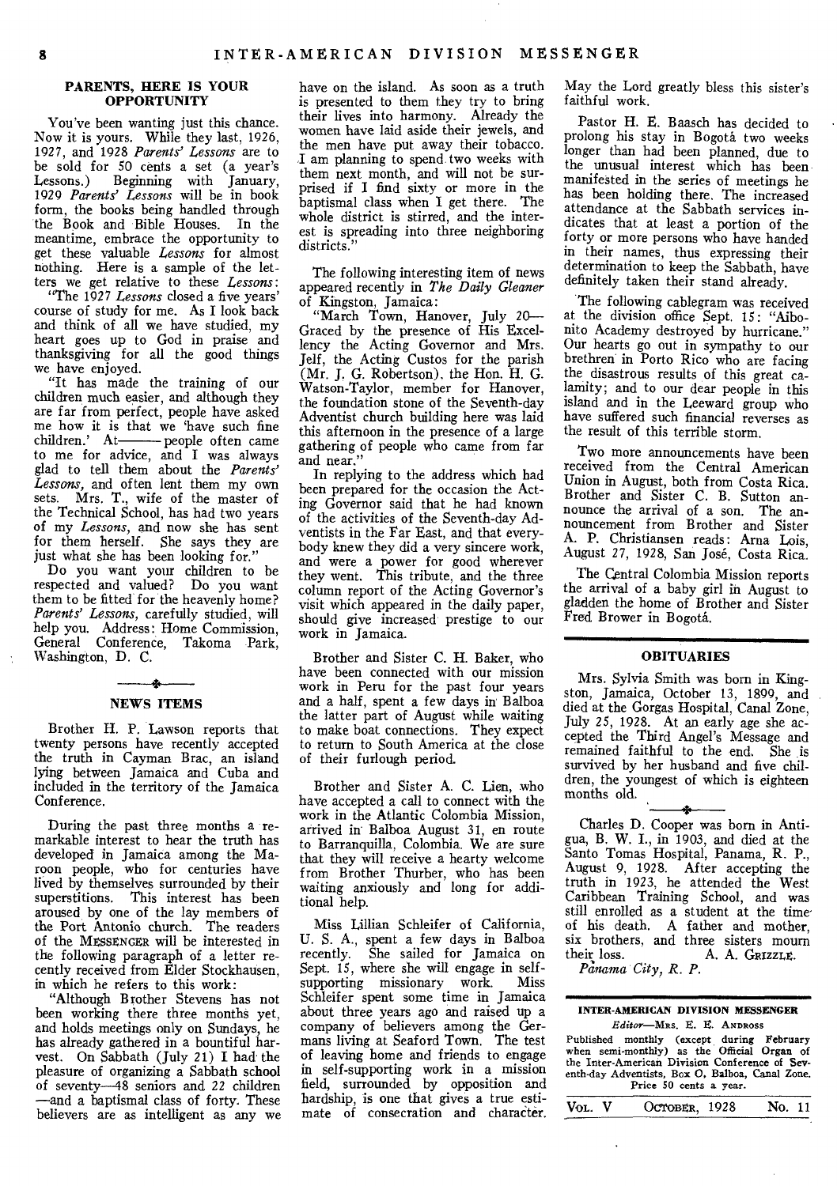## PARENTS, HERE IS YOUR OPPORTUNITY

You've been wanting just this chance. Now it is yours. While they last, 1926, 1927, and 1928 *Parents' Lessons* are to be sold for 50 cents a set (a year's Lessons.) Beginning with January, 1929 *Parents' Lessons* will be in book form, the books being handled through the Book and Bible Houses. In the meantime, embrace the opportunity to get these valuable *Lessons* for almost nothing. Here is a sample of the letters we get relative to these *Lessons*:

"The 1927 *Lessons* closed a five years' course of study for me. As I look back and think of all we have studied, my heart goes up to God in praise and thanksgiving for all the good things we have enjoyed.

"It has made the training of our children much easier, and although they are far from perfect, people have asked me how it is that we 'have such fine children.' At——— people often came to me for advice, and I was always glad to tell them about the *Parents' Lessons*, and often lent them my own sets. Mrs. T., wife of the master of the Technical School, has had two years of my *Lessons*, and now she has sent for them herself. She says they are just what she has been looking for."

Do you want your children to be respected and valued? Do you want them to be fitted for the heavenly home? *Parents' Lessons*, carefully studied, will help you. Address: Home Commission, General Conference, Takoma Park, Washington, D. C.

## NEWS ITEMS

Brother H. P. Lawson reports that twenty persons have recently accepted the truth in Cayman Brac, an island lying between Jamaica and Cuba and included in the territory of the Jamaica Conference.

During the past three months a remarkable interest to hear the truth has developed in Jamaica among the Maroon people, who for centuries have lived by themselves surrounded by their superstitions. This interest has been aroused by one of the lay members of the Port Antonio church. The readers of the MESSENGER will be interested in the following paragraph of a letter recently received from Elder Stockhausen, in which he refers to this work:

"Although Brother Stevens has not been working there three months yet, and holds meetings only on Sundays, he has already gathered in a bountiful harvest. On Sabbath (July 21) I had the pleasure of organizing a Sabbath school of seventy—48 seniors and 22 children—and a baptismal class of forty. These believers are as intelligent as any we have on the island. As soon as a truth is presented to them they try to bring their lives into harmony. Already the women have laid aside their jewels, and the men have put away their tobacco. I am planning to spend two weeks with them next month, and will not be surprised if I find sixty or more in the baptismal class when I get there. The whole district is stirred, and the interest is spreading into three neighboring districts."

The following interesting item of news appeared recently in *The Daily Gleaner* of Kingston, Jamaica:

"March Town, Hanover, July 20—Graced by the presence of His Excellency the Acting Governor and Mrs. Jelf, the Acting Custos for the parish (Mr. J. G. Robertson), the Hon. H. G. Watson-Taylor, member for Hanover, the foundation stone of the Seventh-day Adventist church building here was laid this afternoon in the presence of a large gathering of people who came from far and near."

In replying to the address which had been prepared for the occasion the Acting Governor said that he had known of the activities of the Seventh-day Adventists in the Far East, and that everybody knew they did a very sincere work, and were a power for good wherever they went. This tribute, and the three column report of the Acting Governor's visit which appeared in the daily paper, should give increased prestige to our work in Jamaica.

Brother and Sister C. H. Baker, who have been connected with our mission work in Peru for the past four years and a half, spent a few days in Balboa the latter part of August while waiting to make boat connections. They expect to return to South America at the close of their furlough period.

Brother and Sister A. C. Lien, who have accepted a call to connect with the work in the Atlantic Colombia Mission, arrived in Balboa August 31, en route to Barranquilla, Colombia. We are sure that they will receive a hearty welcome from Brother Thurber, who has been waiting anxiously and long for additional help.

Miss Lillian Schleifer of California, U. S. A., spent a few days in Balboa recently. She sailed for Jamaica on Sept. 15, where she will engage in self-supporting missionary work. Miss Schleifer spent some time in Jamaica about three years ago and raised up a company of believers among the Germans living at Seaford Town. The test of leaving home and friends to engage in self-supporting work in a mission field, surrounded by opposition and hardship, is one that gives a true estimate of consecration and character. May the Lord greatly bless this sister's faithful work.

Pastor H. E. Baasch has decided to prolong his stay in Bogotá two weeks longer than had been planned, due to the unusual interest which has been manifested in the series of meetings he has been holding there. The increased attendance at the Sabbath services indicates that at least a portion of the forty or more persons who have handed in their names, thus expressing their determination to keep the Sabbath, have definitely taken their stand already.

The following cablegram was received at the division office Sept. 15: "Aibonito Academy destroyed by hurricane." Our hearts go out in sympathy to our brethren in Porto Rico who are facing the disastrous results of this great calamity; and to our dear people in this island and in the Leeward group who have suffered such financial reverses as the result of this terrible storm.

Two more announcements have been received from the Central American Union in August, both from Costa Rica. Brother and Sister C. B. Sutton announce the arrival of a son. The announcement from Brother and Sister A. P. Christiansen reads: Arna Lois, August 27, 1928, San José, Costa Rica.

The Central Colombia Mission reports the arrival of a baby girl in August to gladden the home of Brother and Sister Fred Brower in Bogotá.

## OBITUARIES

Mrs. Sylvia Smith was born in Kingston, Jamaica, October 13, 1899, and died at the Gorgas Hospital, Canal Zone, July 25, 1928. At an early age she accepted the Third Angel's Message and remained faithful to the end. She is survived by her husband and five children, the youngest of which is eighteen months old.

Charles D. Cooper was born in Antigua, B. W. I., in 1903, and died at the Santo Tomas Hospital, Panama, R. P., August 9, 1928. After accepting the truth in 1923, he attended the West Caribbean Training School, and was still enrolled as a student at the time of his death. A father and mother, six brothers, and three sisters mourn their loss. A. A. GRIZZLE.

*Panama City, R. P.*

**INTER-AMERICAN DIVISION MESSENGER**

*Editor*—MRS. E. E. ANDROSS

Published monthly (except during February when semi-monthly) as the Official Organ of the Inter-American Division Conference of Seventh-day Adventists, Box O, Balboa, Canal Zone. Price 50 cents a year.

VOL. V OCTOBER, 1928 No. 11